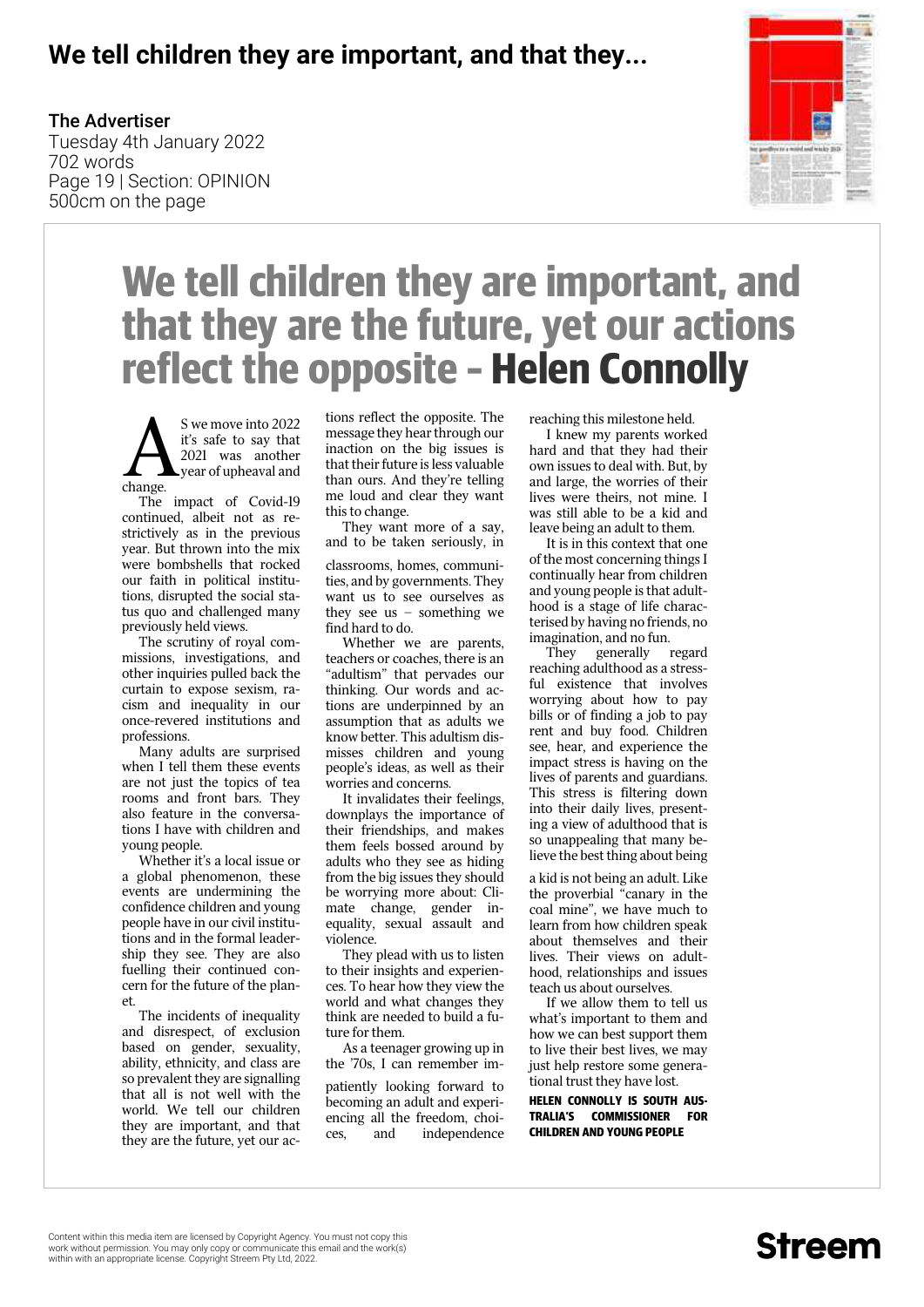# We tell children they are important, and that they...

The Advertiser
Tuesday 4th January 2022
702 words
Page 19 | Section: OPINION
500cm on the page

## We tell children they are important, and that they are the future, yet our actions reflect the opposite – Helen Connolly

AS we move into 2022 it's safe to say that 2021 was another year of upheaval and change.

The impact of Covid-19 continued, albeit not as restrictively as in the previous year. But thrown into the mix were bombshells that rocked our faith in political institutions, disrupted the social status quo and challenged many previously held views.

The scrutiny of royal commissions, investigations, and other inquiries pulled back the curtain to expose sexism, racism and inequality in our once-revered institutions and professions.

Many adults are surprised when I tell them these events are not just the topics of tea rooms and front bars. They also feature in the conversations I have with children and young people.

Whether it's a local issue or a global phenomenon, these events are undermining the confidence children and young people have in our civil institutions and in the formal leadership they see. They are also fuelling their continued concern for the future of the planet.

The incidents of inequality and disrespect, of exclusion based on gender, sexuality, ability, ethnicity, and class are so prevalent they are signalling that all is not well with the world. We tell our children they are important, and that they are the future, yet our actions reflect the opposite. The message they hear through our inaction on the big issues is that their future is less valuable than ours. And they're telling me loud and clear they want this to change.

They want more of a say, and to be taken seriously, in classrooms, homes, communities, and by governments. They want us to see ourselves as they see us – something we find hard to do.

Whether we are parents, teachers or coaches, there is an "adultism" that pervades our thinking. Our words and actions are underpinned by an assumption that as adults we know better. This adultism dismisses children and young people's ideas, as well as their worries and concerns.

It invalidates their feelings, downplays the importance of their friendships, and makes them feels bossed around by adults who they see as hiding from the big issues they should be worrying more about: Climate change, gender inequality, sexual assault and violence.

They plead with us to listen to their insights and experiences. To hear how they view the world and what changes they think are needed to build a future for them.

As a teenager growing up in the '70s, I can remember impatiently looking forward to becoming an adult and experiencing all the freedom, choices, and independence reaching this milestone held.

I knew my parents worked hard and that they had their own issues to deal with. But, by and large, the worries of their lives were theirs, not mine. I was still able to be a kid and leave being an adult to them.

It is in this context that one of the most concerning things I continually hear from children and young people is that adulthood is a stage of life characterised by having no friends, no imagination, and no fun.

They generally regard reaching adulthood as a stressful existence that involves worrying about how to pay bills or of finding a job to pay rent and buy food. Children see, hear, and experience the impact stress is having on the lives of parents and guardians. This stress is filtering down into their daily lives, presenting a view of adulthood that is so unappealing that many believe the best thing about being a kid is not being an adult. Like the proverbial "canary in the coal mine", we have much to learn from how children speak about themselves and their lives. Their views on adulthood, relationships and issues teach us about ourselves.

If we allow them to tell us what's important to them and how we can best support them to live their best lives, we may just help restore some generational trust they have lost.

**HELEN CONNOLLY IS SOUTH AUSTRALIA'S COMMISSIONER FOR CHILDREN AND YOUNG PEOPLE**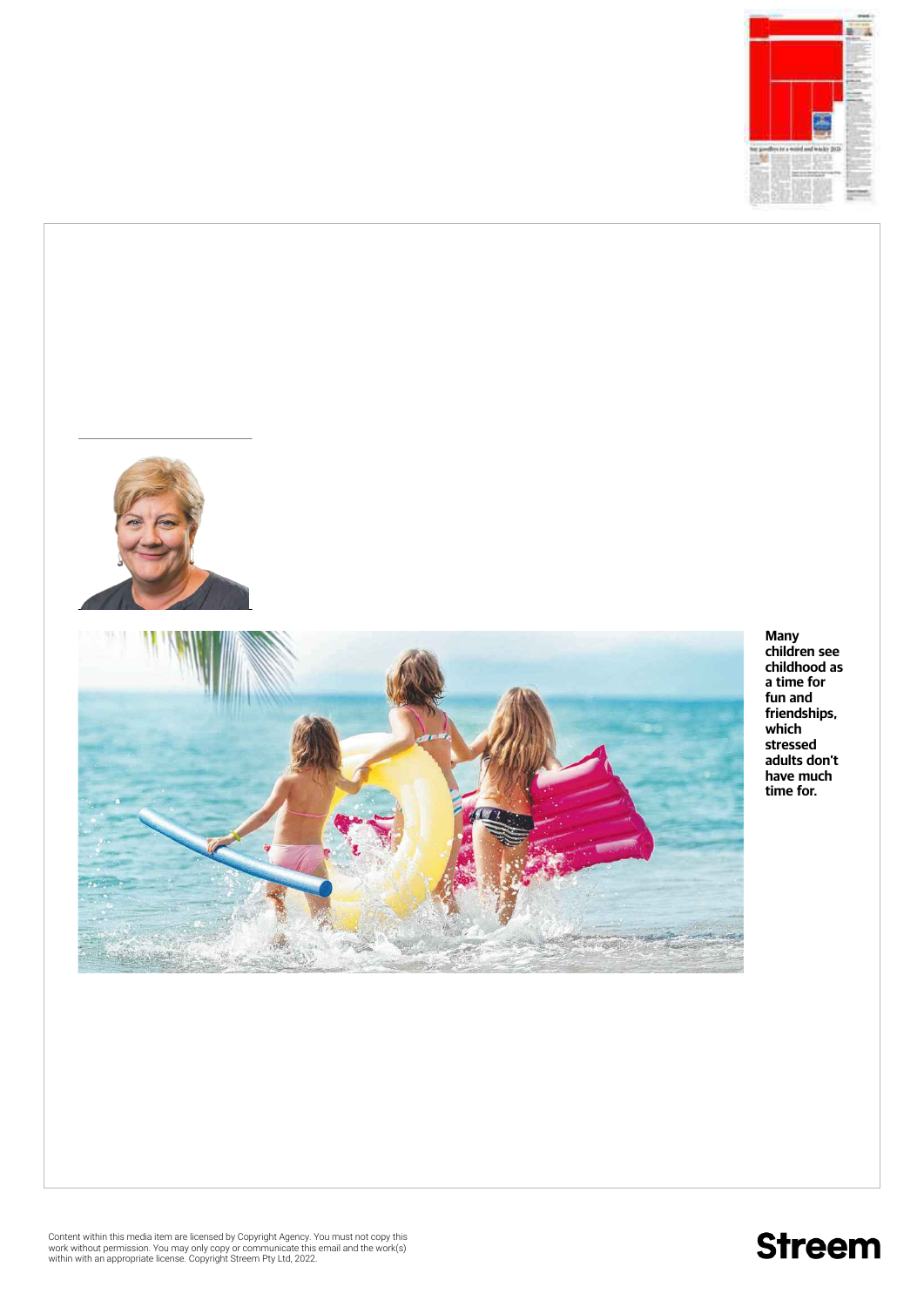Many children see childhood as a time for fun and friendships, which stressed adults don't have much time for.

Content within this media item are licensed by Copyright Agency. You must not copy this work without permission. You may only copy or communicate this email and the work(s) within with an appropriate license. Copyright Streem Pty Ltd, 2022.

Streem